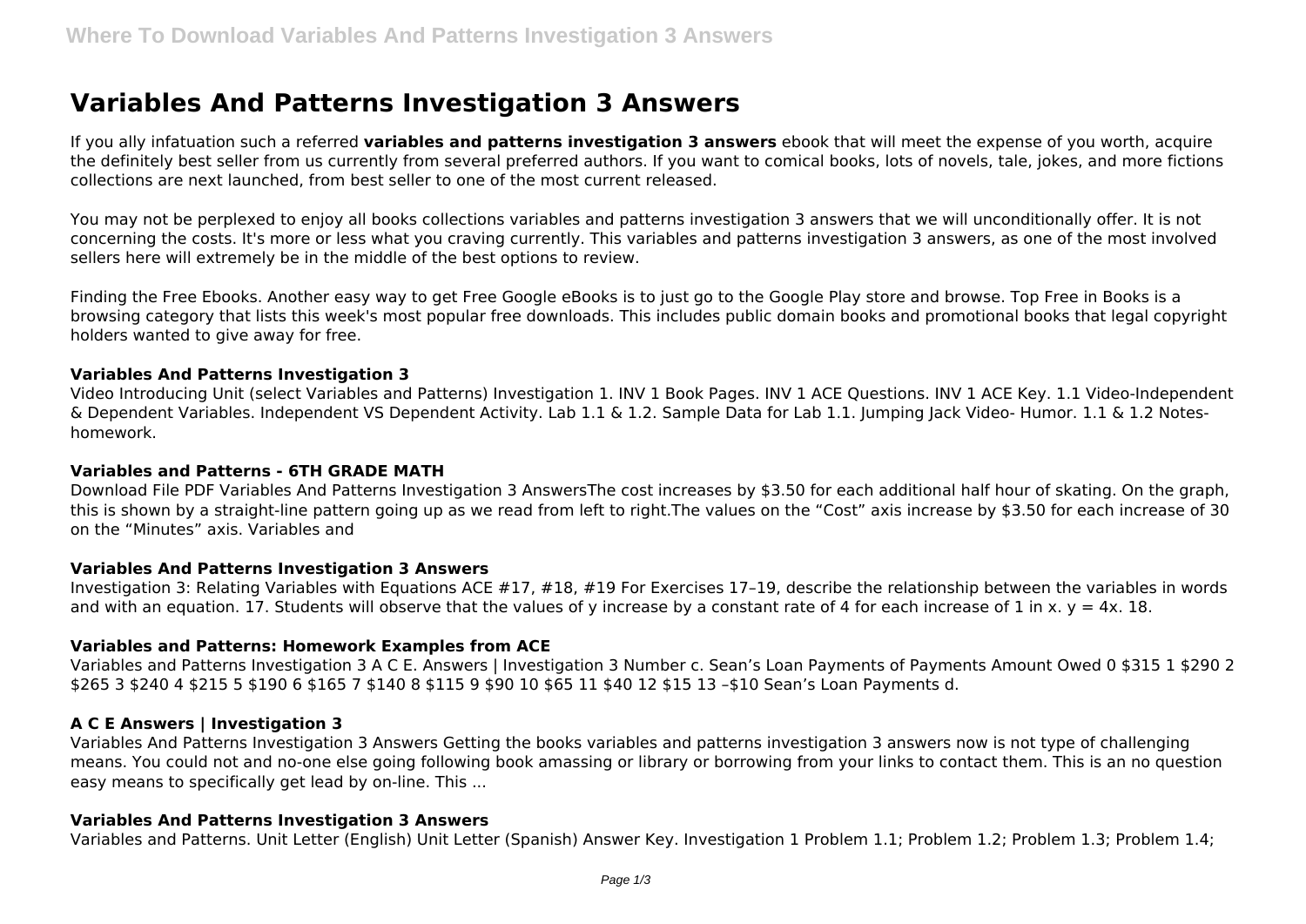# Variables And Patterns Investigation 3 Answers

If you ally infatuation such a referred **variables and patterns investigation 3 answers** ebook that will meet the expense of you worth, acquire the definitely best seller from us currently from several preferred authors. If you want to comical books, lots of novels, tale, jokes, and more fictions collections are next launched, from best seller to one of the most current released.

You may not be perplexed to enjoy all books collections variables and patterns investigation 3 answers that we will unconditionally offer. It is not concerning the costs. It's more or less what you craving currently. This variables and patterns investigation 3 answers, as one of the most involved sellers here will extremely be in the middle of the best options to review.

Finding the Free Ebooks. Another easy way to get Free Google eBooks is to just go to the Google Play store and browse. Top Free in Books is a browsing category that lists this week's most popular free downloads. This includes public domain books and promotional books that legal copyright holders wanted to give away for free.

### Variables And Patterns Investigation 3

Video Introducing Unit (select Variables and Patterns) Investigation 1. INV 1 Book Pages. INV 1 ACE Questions. INV 1 ACE Key. 1.1 Video-Independent & Dependent Variables. Independent VS Dependent Activity. Lab 1.1 & 1.2. Sample Data for Lab 1.1. Jumping Jack Video- Humor. 1.1 & 1.2 Notes-homework.

### Variables and Patterns - 6TH GRADE MATH

Download File PDF Variables And Patterns Investigation 3 AnswersThe cost increases by $3.50 for each additional half hour of skating. On the graph, this is shown by a straight-line pattern going up as we read from left to right.The values on the "Cost" axis increase by $3.50 for each increase of 30 on the "Minutes" axis. Variables and

### Variables And Patterns Investigation 3 Answers

Investigation 3: Relating Variables with Equations ACE #17, #18, #19 For Exercises 17–19, describe the relationship between the variables in words and with an equation. 17. Students will observe that the values of y increase by a constant rate of 4 for each increase of 1 in x. $y = 4x$. 18.

### Variables and Patterns: Homework Examples from ACE

Variables and Patterns Investigation 3 A C E. Answers | Investigation 3 Number c. Sean's Loan Payments of Payments Amount Owed 0 $315 1 $290 2 $265 3 $240 4 $215 5 $190 6 $165 7 $140 8 $115 9 $90 10 $65 11 $40 12 $15 13 –$10 Sean's Loan Payments d.

### A C E Answers | Investigation 3

Variables And Patterns Investigation 3 Answers Getting the books variables and patterns investigation 3 answers now is not type of challenging means. You could not and no-one else going following book amassing or library or borrowing from your links to contact them. This is an no question easy means to specifically get lead by on-line. This ...

### Variables And Patterns Investigation 3 Answers

Variables and Patterns. Unit Letter (English) Unit Letter (Spanish) Answer Key. Investigation 1 Problem 1.1; Problem 1.2; Problem 1.3; Problem 1.4;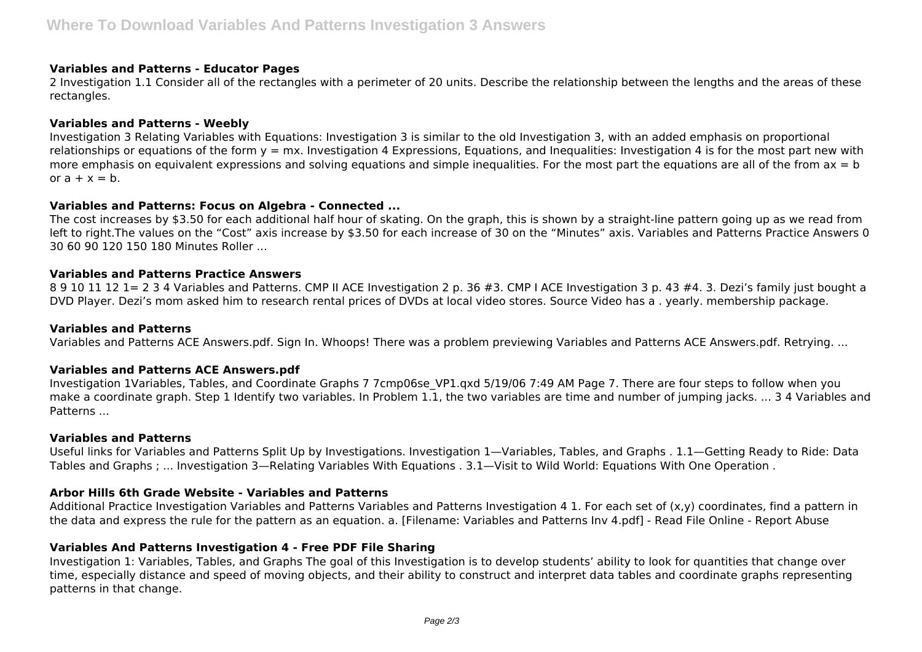### Variables and Patterns - Educator Pages

2 Investigation 1.1 Consider all of the rectangles with a perimeter of 20 units. Describe the relationship between the lengths and the areas of these rectangles.

### Variables and Patterns - Weebly

Investigation 3 Relating Variables with Equations: Investigation 3 is similar to the old Investigation 3, with an added emphasis on proportional relationships or equations of the form $y = mx$. Investigation 4 Expressions, Equations, and Inequalities: Investigation 4 is for the most part new with more emphasis on equivalent expressions and solving equations and simple inequalities. For the most part the equations are all of the from $ax = b$ or $a + x = b$.

### Variables and Patterns: Focus on Algebra - Connected ...

The cost increases by $3.50 for each additional half hour of skating. On the graph, this is shown by a straight-line pattern going up as we read from left to right.The values on the "Cost" axis increase by $3.50 for each increase of 30 on the "Minutes" axis. Variables and Patterns Practice Answers 0 30 60 90 120 150 180 Minutes Roller ...

### Variables and Patterns Practice Answers

8 9 10 11 12 1= 2 3 4 Variables and Patterns. CMP II ACE Investigation 2 p. 36 #3. CMP I ACE Investigation 3 p. 43 #4. 3. Dezi's family just bought a DVD Player. Dezi's mom asked him to research rental prices of DVDs at local video stores. Source Video has a . yearly. membership package.

### Variables and Patterns

Variables and Patterns ACE Answers.pdf. Sign In. Whoops! There was a problem previewing Variables and Patterns ACE Answers.pdf. Retrying. ...

### Variables and Patterns ACE Answers.pdf

Investigation 1Variables, Tables, and Coordinate Graphs 7 7cmp06se_VP1.qxd 5/19/06 7:49 AM Page 7. There are four steps to follow when you make a coordinate graph. Step 1 Identify two variables. In Problem 1.1, the two variables are time and number of jumping jacks. ... 3 4 Variables and Patterns ...

### Variables and Patterns

Useful links for Variables and Patterns Split Up by Investigations. Investigation 1—Variables, Tables, and Graphs . 1.1—Getting Ready to Ride: Data Tables and Graphs ; ... Investigation 3—Relating Variables With Equations . 3.1—Visit to Wild World: Equations With One Operation .

### Arbor Hills 6th Grade Website - Variables and Patterns

Additional Practice Investigation Variables and Patterns Variables and Patterns Investigation 4 1. For each set of (x,y) coordinates, find a pattern in the data and express the rule for the pattern as an equation. a. [Filename: Variables and Patterns Inv 4.pdf] - Read File Online - Report Abuse

### Variables And Patterns Investigation 4 - Free PDF File Sharing

Investigation 1: Variables, Tables, and Graphs The goal of this Investigation is to develop students' ability to look for quantities that change over time, especially distance and speed of moving objects, and their ability to construct and interpret data tables and coordinate graphs representing patterns in that change.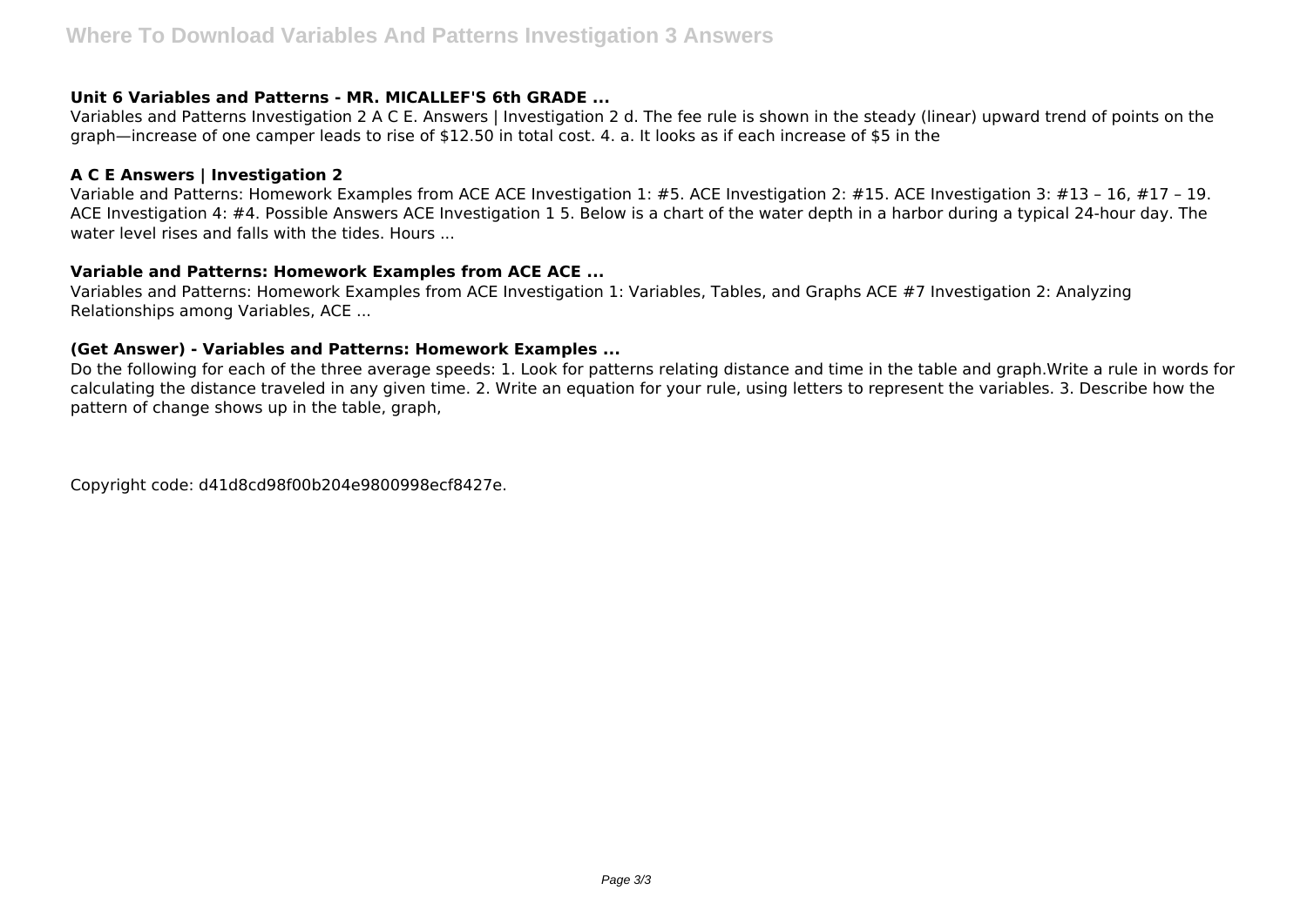**Unit 6 Variables and Patterns - MR. MICALLEF'S 6th GRADE ...**

Variables and Patterns Investigation 2 A C E. Answers | Investigation 2 d. The fee rule is shown in the steady (linear) upward trend of points on the graph—increase of one camper leads to rise of $12.50 in total cost. 4. a. It looks as if each increase of $5 in the

**A C E Answers | Investigation 2**

Variable and Patterns: Homework Examples from ACE ACE Investigation 1: #5. ACE Investigation 2: #15. ACE Investigation 3: #13 – 16, #17 – 19. ACE Investigation 4: #4. Possible Answers ACE Investigation 1 5. Below is a chart of the water depth in a harbor during a typical 24-hour day. The water level rises and falls with the tides. Hours ...

**Variable and Patterns: Homework Examples from ACE ACE ...**

Variables and Patterns: Homework Examples from ACE Investigation 1: Variables, Tables, and Graphs ACE #7 Investigation 2: Analyzing Relationships among Variables, ACE ...

**(Get Answer) - Variables and Patterns: Homework Examples ...**

Do the following for each of the three average speeds: 1. Look for patterns relating distance and time in the table and graph.Write a rule in words for calculating the distance traveled in any given time. 2. Write an equation for your rule, using letters to represent the variables. 3. Describe how the pattern of change shows up in the table, graph,

Copyright code: d41d8cd98f00b204e9800998ecf8427e.